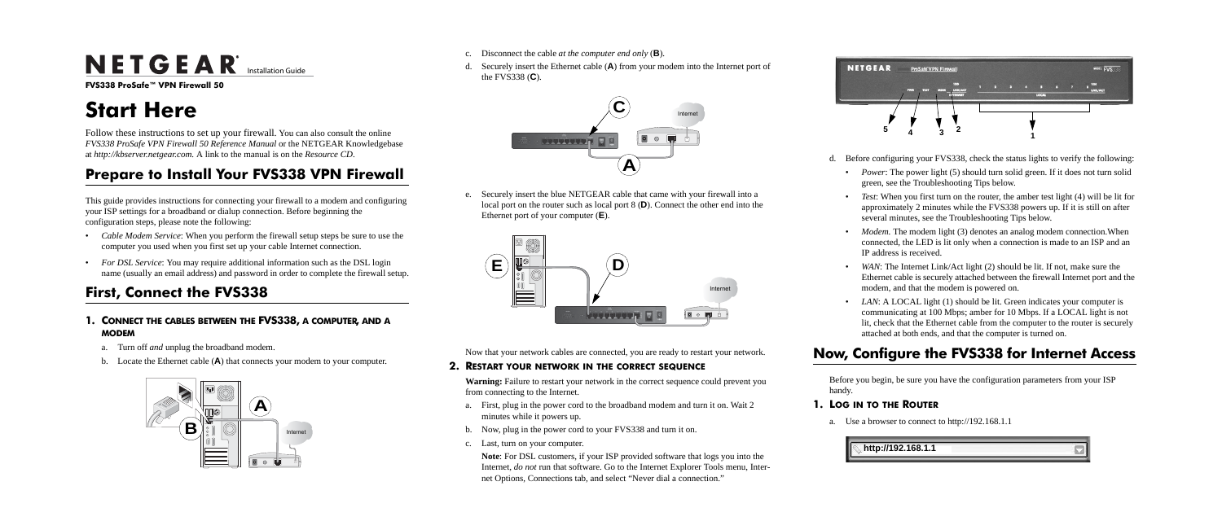# NETGEAR Installation Guide

**FVS338 ProSafe™ VPN Firewall 50**

# Start Here

Follow these instructions to set up your firewall. You can also consult the online *FVS338 ProSafe VPN Firewall 50 Reference Manual* or the NETGEAR Knowledgebase at *http://kbserver.netgear.com*. A link to the manual is on the *Resource CD*.

## Prepare to Install Your FVS338 VPN Firewall

This guide provides instructions for connecting your firewall to a modem and configuring your ISP settings for a broadband or dialup connection. Before beginning the configuration steps, please note the following:

- *Cable Modem Service*: When you perform the firewall setup steps be sure to use the computer you used when you first set up your cable Internet connection.
- *For DSL Service*: You may require additional information such as the DSL login name (usually an email address) and password in order to complete the firewall setup.

## First, Connect the FVS338

### 1. Connect the cables between the FVS338, a computer, and a modem

a. Turn off *and* unplug the broadband modem.

b. Locate the Ethernet cable (**A**) that connects your modem to your computer.

c. Disconnect the cable *at the computer end only* (**B**).

d. Securely insert the Ethernet cable (**A**) from your modem into the Internet port of the FVS338 (**C**).

e. Securely insert the blue NETGEAR cable that came with your firewall into a local port on the router such as local port 8 (**D**). Connect the other end into the Ethernet port of your computer (**E**).

Now that your network cables are connected, you are ready to restart your network.

### 2. Restart your network in the correct sequence

**Warning:** Failure to restart your network in the correct sequence could prevent you from connecting to the Internet.

a. First, plug in the power cord to the broadband modem and turn it on. Wait 2 minutes while it powers up.

b. Now, plug in the power cord to your FVS338 and turn it on.

c. Last, turn on your computer.

**Note**: For DSL customers, if your ISP provided software that logs you into the Internet, *do not* run that software. Go to the Internet Explorer Tools menu, Internet Options, Connections tab, and select "Never dial a connection."

d. Before configuring your FVS338, check the status lights to verify the following:

- *Power*: The power light (5) should turn solid green. If it does not turn solid green, see the Troubleshooting Tips below.
- *Test*: When you first turn on the router, the amber test light (4) will be lit for approximately 2 minutes while the FVS338 powers up. If it is still on after several minutes, see the Troubleshooting Tips below.
- *Modem.* The modem light (3) denotes an analog modem connection.When connected, the LED is lit only when a connection is made to an ISP and an IP address is received.
- *WAN*: The Internet Link/Act light (2) should be lit. If not, make sure the Ethernet cable is securely attached between the firewall Internet port and the modem, and that the modem is powered on.
- *LAN*: A LOCAL light (1) should be lit. Green indicates your computer is communicating at 100 Mbps; amber for 10 Mbps. If a LOCAL light is not lit, check that the Ethernet cable from the computer to the router is securely attached at both ends, and that the computer is turned on.

## Now, Configure the FVS338 for Internet Access

Before you begin, be sure you have the configuration parameters from your ISP handy.

### 1. Log in to the Router

a. Use a browser to connect to http://192.168.1.1

http://192.168.1.1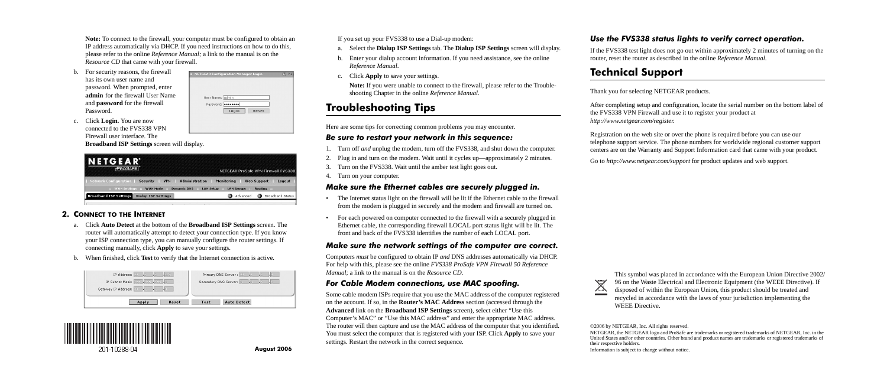**Note:** To connect to the firewall, your computer must be configured to obtain an IP address automatically via DHCP. If you need instructions on how to do this, please refer to the online *Reference Manual;* a link to the manual is on the *Resource CD* that came with your firewall.

b. For security reasons, the firewall has its own user name and password. When prompted, enter **admin** for the firewall User Name and **password** for the firewall Password.

c. Click **Login.** You are now connected to the FVS338 VPN Firewall user interface. The **Broadband ISP Settings** screen will display.

## 2. Connect to the Internet

a. Click **Auto Detect** at the bottom of the **Broadband ISP Settings** screen. The router will automatically attempt to detect your connection type. If you know your ISP connection type, you can manually configure the router settings. If connecting manually, click **Apply** to save your settings.

b. When finished, click **Test** to verify that the Internet connection is active.

201-10288-04

**August 2006**

If you set up your FVS338 to use a Dial-up modem:

a. Select the **Dialup ISP Settings** tab. The **Dialup ISP Settings** screen will display.

b. Enter your dialup account information. If you need assistance, see the online *Reference Manual*.

c. Click **Apply** to save your settings.

**Note:** If you were unable to connect to the firewall, please refer to the Troubleshooting Chapter in the online *Reference Manual*.

# Troubleshooting Tips

Here are some tips for correcting common problems you may encounter.

### Be sure to restart your network in this sequence:

1. Turn off *and* unplug the modem, turn off the FVS338, and shut down the computer.
2. Plug in and turn on the modem. Wait until it cycles up—approximately 2 minutes.
3. Turn on the FVS338. Wait until the amber test light goes out.
4. Turn on your computer.

### Make sure the Ethernet cables are securely plugged in.

- The Internet status light on the firewall will be lit if the Ethernet cable to the firewall from the modem is plugged in securely and the modem and firewall are turned on.
- For each powered on computer connected to the firewall with a securely plugged in Ethernet cable, the corresponding firewall LOCAL port status light will be lit. The front and back of the FVS338 identifies the number of each LOCAL port.

### Make sure the network settings of the computer are correct.

Computers *must* be configured to obtain IP *and* DNS addresses automatically via DHCP. For help with this, please see the online *FVS338 ProSafe VPN Firewall 50 Reference Manual*; a link to the manual is on the *Resource CD*.

### For Cable Modem connections, use MAC spoofing.

Some cable modem ISPs require that you use the MAC address of the computer registered on the account. If so, in the **Router's MAC Address** section (accessed through the **Advanced** link on the **Broadband ISP Settings** screen), select either "Use this Computer's MAC" or "Use this MAC address" and enter the appropriate MAC address. The router will then capture and use the MAC address of the computer that you identified. You must select the computer that is registered with your ISP. Click **Apply** to save your settings. Restart the network in the correct sequence.

### Use the FVS338 status lights to verify correct operation.

If the FVS338 test light does not go out within approximately 2 minutes of turning on the router, reset the router as described in the online *Reference Manual*.

# Technical Support

Thank you for selecting NETGEAR products.

After completing setup and configuration, locate the serial number on the bottom label of the FVS338 VPN Firewall and use it to register your product at *http://www.netgear.com/register.*

Registration on the web site or over the phone is required before you can use our telephone support service. The phone numbers for worldwide regional customer support centers are on the Warranty and Support Information card that came with your product.

Go to *http://www.netgear.com/support* for product updates and web support.

This symbol was placed in accordance with the European Union Directive 2002/96 on the Waste Electrical and Electronic Equipment (the WEEE Directive). If disposed of within the European Union, this product should be treated and recycled in accordance with the laws of your jurisdiction implementing the WEEE Directive.

©2006 by NETGEAR, Inc. All rights reserved.
NETGEAR, the NETGEAR logo and ProSafe are trademarks or registered trademarks of NETGEAR, Inc. in the United States and/or other countries. Other brand and product names are trademarks or registered trademarks of their respective holders.
Information is subject to change without notice.